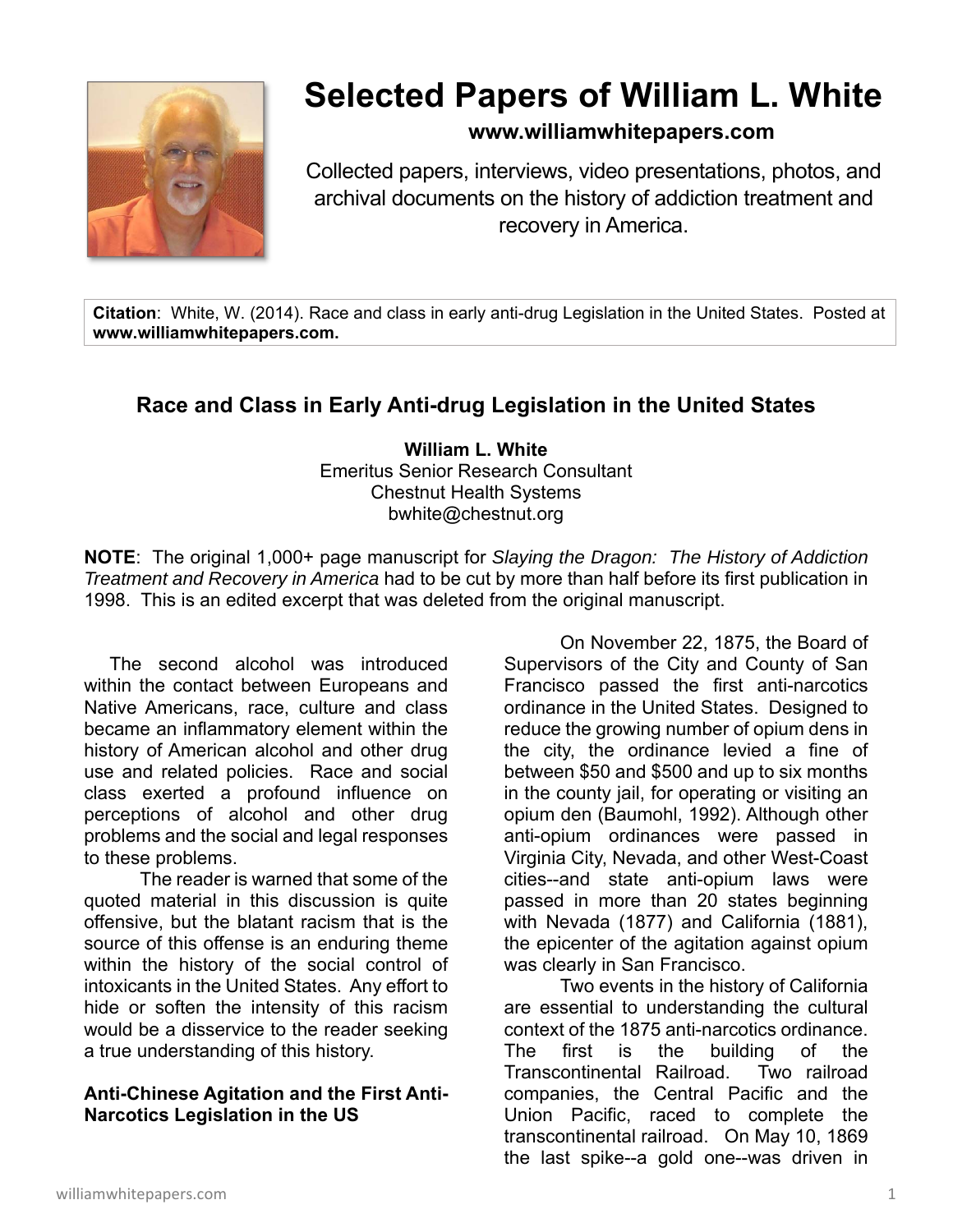# Selected Papers of William L. White

**www.williamwhitepapers.com**

Collected papers, interviews, video presentations, photos, and archival documents on the history of addiction treatment and recovery in America.

**Citation**: White, W. (2014). Race and class in early anti-drug Legislation in the United States. Posted at **www.williamwhitepapers.com.**

## Race and Class in Early Anti-drug Legislation in the United States

**William L. White**
Emeritus Senior Research Consultant
Chestnut Health Systems
bwhite@chestnut.org

**NOTE**: The original 1,000+ page manuscript for *Slaying the Dragon: The History of Addiction Treatment and Recovery in America* had to be cut by more than half before its first publication in 1998. This is an edited excerpt that was deleted from the original manuscript.

The second alcohol was introduced within the contact between Europeans and Native Americans, race, culture and class became an inflammatory element within the history of American alcohol and other drug use and related policies. Race and social class exerted a profound influence on perceptions of alcohol and other drug problems and the social and legal responses to these problems.

The reader is warned that some of the quoted material in this discussion is quite offensive, but the blatant racism that is the source of this offense is an enduring theme within the history of the social control of intoxicants in the United States. Any effort to hide or soften the intensity of this racism would be a disservice to the reader seeking a true understanding of this history.

### Anti-Chinese Agitation and the First Anti-Narcotics Legislation in the US

On November 22, 1875, the Board of Supervisors of the City and County of San Francisco passed the first anti-narcotics ordinance in the United States. Designed to reduce the growing number of opium dens in the city, the ordinance levied a fine of between $50 and $500 and up to six months in the county jail, for operating or visiting an opium den (Baumohl, 1992). Although other anti-opium ordinances were passed in Virginia City, Nevada, and other West-Coast cities--and state anti-opium laws were passed in more than 20 states beginning with Nevada (1877) and California (1881), the epicenter of the agitation against opium was clearly in San Francisco.

Two events in the history of California are essential to understanding the cultural context of the 1875 anti-narcotics ordinance. The first is the building of the Transcontinental Railroad. Two railroad companies, the Central Pacific and the Union Pacific, raced to complete the transcontinental railroad. On May 10, 1869 the last spike--a gold one--was driven in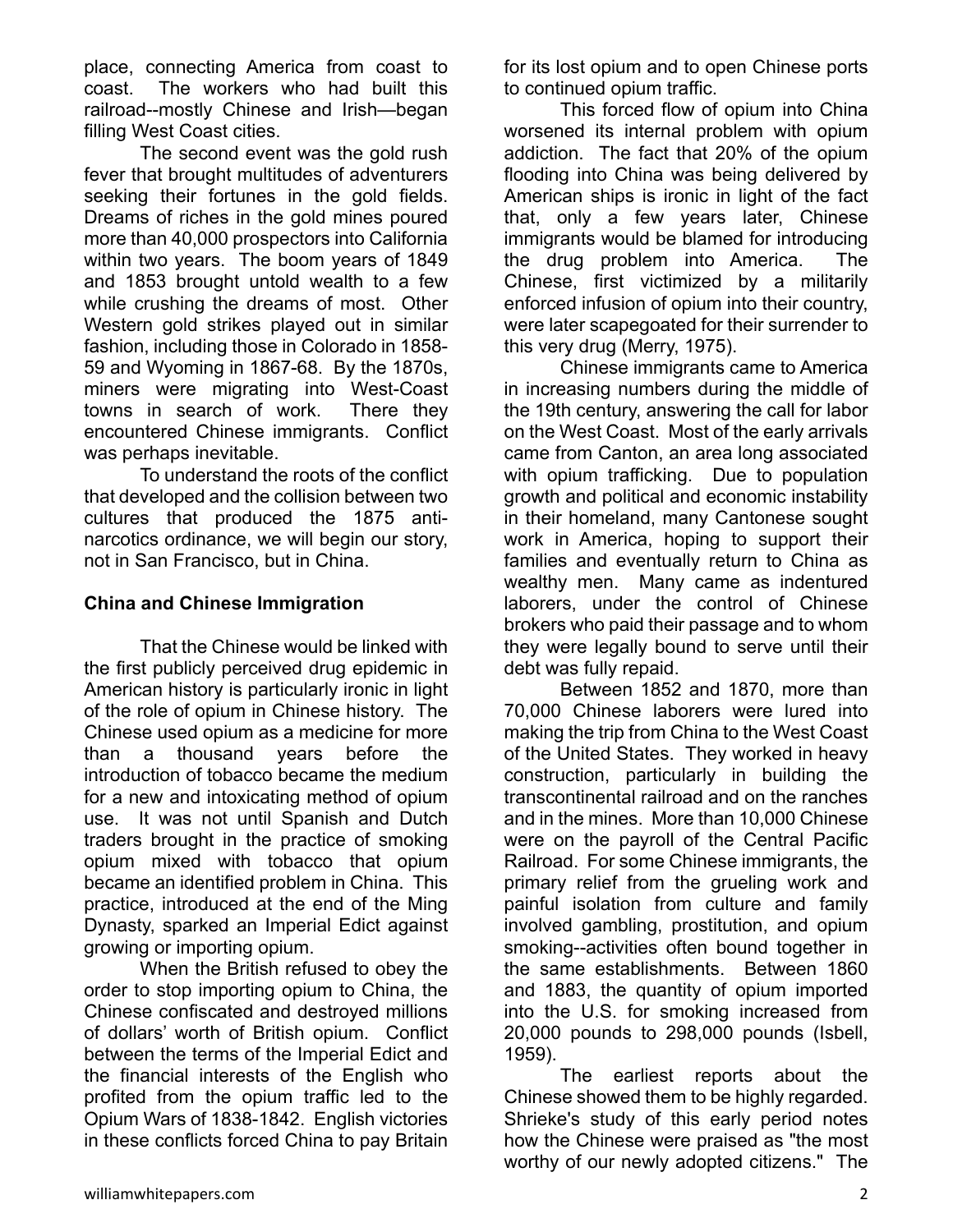place, connecting America from coast to coast. The workers who had built this railroad--mostly Chinese and Irish—began filling West Coast cities.

The second event was the gold rush fever that brought multitudes of adventurers seeking their fortunes in the gold fields. Dreams of riches in the gold mines poured more than 40,000 prospectors into California within two years. The boom years of 1849 and 1853 brought untold wealth to a few while crushing the dreams of most. Other Western gold strikes played out in similar fashion, including those in Colorado in 1858-59 and Wyoming in 1867-68. By the 1870s, miners were migrating into West-Coast towns in search of work. There they encountered Chinese immigrants. Conflict was perhaps inevitable.

To understand the roots of the conflict that developed and the collision between two cultures that produced the 1875 anti-narcotics ordinance, we will begin our story, not in San Francisco, but in China.

**China and Chinese Immigration**

That the Chinese would be linked with the first publicly perceived drug epidemic in American history is particularly ironic in light of the role of opium in Chinese history. The Chinese used opium as a medicine for more than a thousand years before the introduction of tobacco became the medium for a new and intoxicating method of opium use. It was not until Spanish and Dutch traders brought in the practice of smoking opium mixed with tobacco that opium became an identified problem in China. This practice, introduced at the end of the Ming Dynasty, sparked an Imperial Edict against growing or importing opium.

When the British refused to obey the order to stop importing opium to China, the Chinese confiscated and destroyed millions of dollars' worth of British opium. Conflict between the terms of the Imperial Edict and the financial interests of the English who profited from the opium traffic led to the Opium Wars of 1838-1842. English victories in these conflicts forced China to pay Britain for its lost opium and to open Chinese ports to continued opium traffic.

This forced flow of opium into China worsened its internal problem with opium addiction. The fact that 20% of the opium flooding into China was being delivered by American ships is ironic in light of the fact that, only a few years later, Chinese immigrants would be blamed for introducing the drug problem into America. The Chinese, first victimized by a militarily enforced infusion of opium into their country, were later scapegoated for their surrender to this very drug (Merry, 1975).

Chinese immigrants came to America in increasing numbers during the middle of the 19th century, answering the call for labor on the West Coast. Most of the early arrivals came from Canton, an area long associated with opium trafficking. Due to population growth and political and economic instability in their homeland, many Cantonese sought work in America, hoping to support their families and eventually return to China as wealthy men. Many came as indentured laborers, under the control of Chinese brokers who paid their passage and to whom they were legally bound to serve until their debt was fully repaid.

Between 1852 and 1870, more than 70,000 Chinese laborers were lured into making the trip from China to the West Coast of the United States. They worked in heavy construction, particularly in building the transcontinental railroad and on the ranches and in the mines. More than 10,000 Chinese were on the payroll of the Central Pacific Railroad. For some Chinese immigrants, the primary relief from the grueling work and painful isolation from culture and family involved gambling, prostitution, and opium smoking--activities often bound together in the same establishments. Between 1860 and 1883, the quantity of opium imported into the U.S. for smoking increased from 20,000 pounds to 298,000 pounds (Isbell, 1959).

The earliest reports about the Chinese showed them to be highly regarded. Shrieke's study of this early period notes how the Chinese were praised as "the most worthy of our newly adopted citizens." The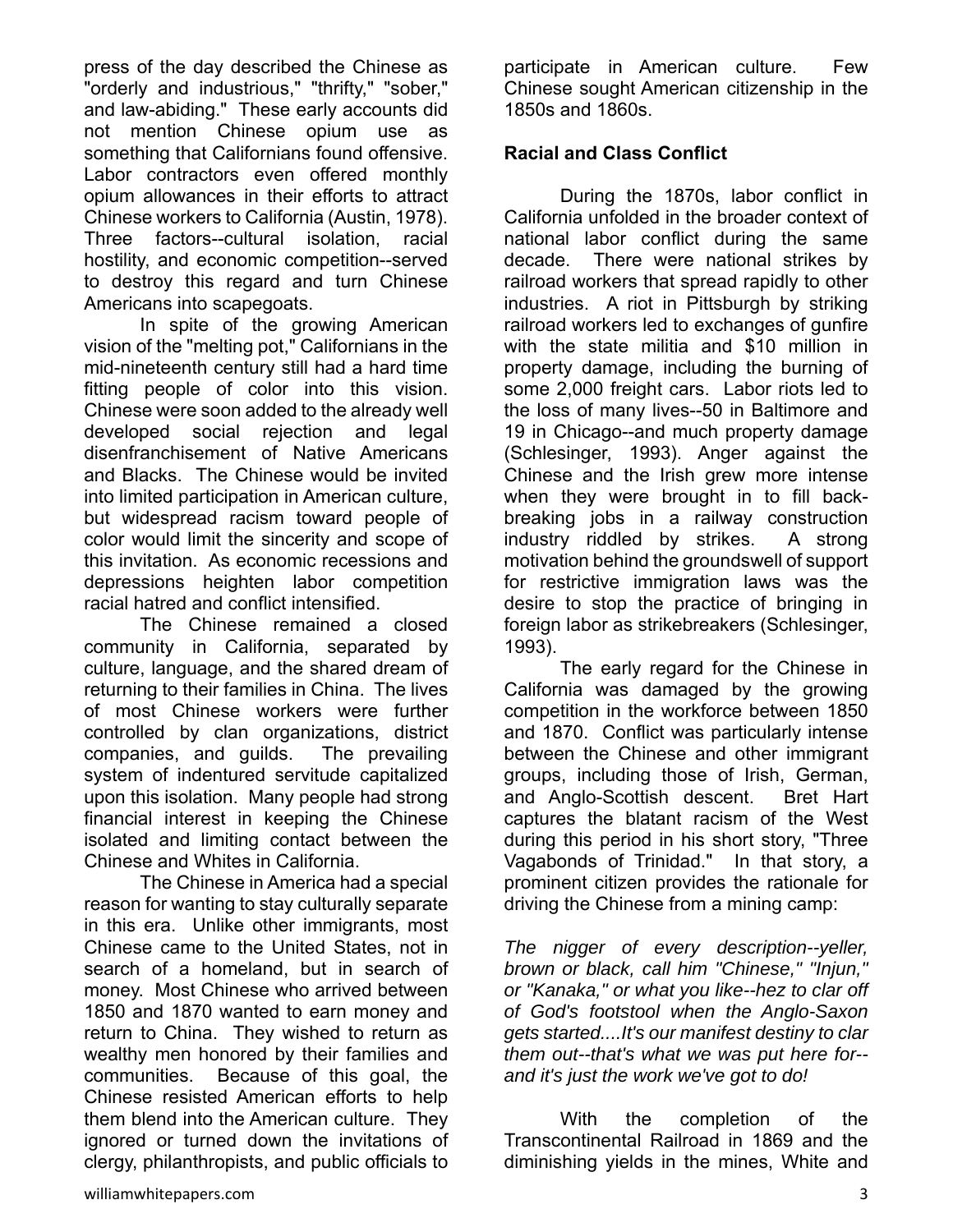press of the day described the Chinese as "orderly and industrious," "thrifty," "sober," and law-abiding." These early accounts did not mention Chinese opium use as something that Californians found offensive. Labor contractors even offered monthly opium allowances in their efforts to attract Chinese workers to California (Austin, 1978). Three factors--cultural isolation, racial hostility, and economic competition--served to destroy this regard and turn Chinese Americans into scapegoats.

In spite of the growing American vision of the "melting pot," Californians in the mid-nineteenth century still had a hard time fitting people of color into this vision. Chinese were soon added to the already well developed social rejection and legal disenfranchisement of Native Americans and Blacks. The Chinese would be invited into limited participation in American culture, but widespread racism toward people of color would limit the sincerity and scope of this invitation. As economic recessions and depressions heighten labor competition racial hatred and conflict intensified.

The Chinese remained a closed community in California, separated by culture, language, and the shared dream of returning to their families in China. The lives of most Chinese workers were further controlled by clan organizations, district companies, and guilds. The prevailing system of indentured servitude capitalized upon this isolation. Many people had strong financial interest in keeping the Chinese isolated and limiting contact between the Chinese and Whites in California.

The Chinese in America had a special reason for wanting to stay culturally separate in this era. Unlike other immigrants, most Chinese came to the United States, not in search of a homeland, but in search of money. Most Chinese who arrived between 1850 and 1870 wanted to earn money and return to China. They wished to return as wealthy men honored by their families and communities. Because of this goal, the Chinese resisted American efforts to help them blend into the American culture. They ignored or turned down the invitations of clergy, philanthropists, and public officials to participate in American culture. Few Chinese sought American citizenship in the 1850s and 1860s.

**Racial and Class Conflict**

During the 1870s, labor conflict in California unfolded in the broader context of national labor conflict during the same decade. There were national strikes by railroad workers that spread rapidly to other industries. A riot in Pittsburgh by striking railroad workers led to exchanges of gunfire with the state militia and $10 million in property damage, including the burning of some 2,000 freight cars. Labor riots led to the loss of many lives--50 in Baltimore and 19 in Chicago--and much property damage (Schlesinger, 1993). Anger against the Chinese and the Irish grew more intense when they were brought in to fill back-breaking jobs in a railway construction industry riddled by strikes. A strong motivation behind the groundswell of support for restrictive immigration laws was the desire to stop the practice of bringing in foreign labor as strikebreakers (Schlesinger, 1993).

The early regard for the Chinese in California was damaged by the growing competition in the workforce between 1850 and 1870. Conflict was particularly intense between the Chinese and other immigrant groups, including those of Irish, German, and Anglo-Scottish descent. Bret Hart captures the blatant racism of the West during this period in his short story, "Three Vagabonds of Trinidad." In that story, a prominent citizen provides the rationale for driving the Chinese from a mining camp:

*The nigger of every description--yeller, brown or black, call him "Chinese," "Injun," or "Kanaka," or what you like--hez to clar off of God's footstool when the Anglo-Saxon gets started....It's our manifest destiny to clar them out--that's what we was put here for--and it's just the work we've got to do!*

With the completion of the Transcontinental Railroad in 1869 and the diminishing yields in the mines, White and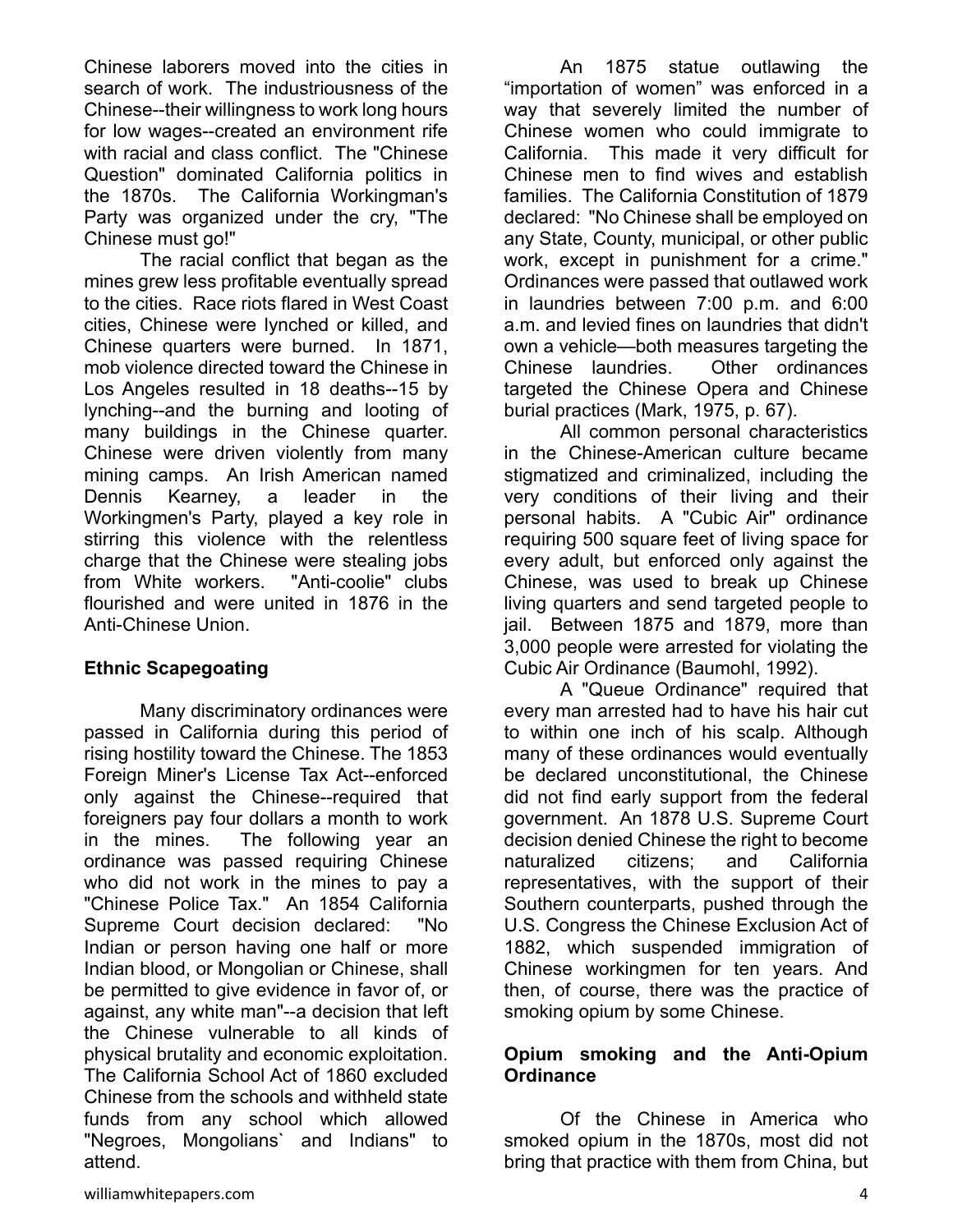Chinese laborers moved into the cities in search of work. The industriousness of the Chinese--their willingness to work long hours for low wages--created an environment rife with racial and class conflict. The "Chinese Question" dominated California politics in the 1870s. The California Workingman's Party was organized under the cry, "The Chinese must go!"

The racial conflict that began as the mines grew less profitable eventually spread to the cities. Race riots flared in West Coast cities, Chinese were lynched or killed, and Chinese quarters were burned. In 1871, mob violence directed toward the Chinese in Los Angeles resulted in 18 deaths--15 by lynching--and the burning and looting of many buildings in the Chinese quarter. Chinese were driven violently from many mining camps. An Irish American named Dennis Kearney, a leader in the Workingmen's Party, played a key role in stirring this violence with the relentless charge that the Chinese were stealing jobs from White workers. "Anti-coolie" clubs flourished and were united in 1876 in the Anti-Chinese Union.

## Ethnic Scapegoating

Many discriminatory ordinances were passed in California during this period of rising hostility toward the Chinese. The 1853 Foreign Miner's License Tax Act--enforced only against the Chinese--required that foreigners pay four dollars a month to work in the mines. The following year an ordinance was passed requiring Chinese who did not work in the mines to pay a "Chinese Police Tax." An 1854 California Supreme Court decision declared: "No Indian or person having one half or more Indian blood, or Mongolian or Chinese, shall be permitted to give evidence in favor of, or against, any white man"--a decision that left the Chinese vulnerable to all kinds of physical brutality and economic exploitation. The California School Act of 1860 excluded Chinese from the schools and withheld state funds from any school which allowed "Negroes, Mongolians` and Indians" to attend.

An 1875 statue outlawing the "importation of women" was enforced in a way that severely limited the number of Chinese women who could immigrate to California. This made it very difficult for Chinese men to find wives and establish families. The California Constitution of 1879 declared: "No Chinese shall be employed on any State, County, municipal, or other public work, except in punishment for a crime." Ordinances were passed that outlawed work in laundries between 7:00 p.m. and 6:00 a.m. and levied fines on laundries that didn't own a vehicle—both measures targeting the Chinese laundries. Other ordinances targeted the Chinese Opera and Chinese burial practices (Mark, 1975, p. 67).

All common personal characteristics in the Chinese-American culture became stigmatized and criminalized, including the very conditions of their living and their personal habits. A "Cubic Air" ordinance requiring 500 square feet of living space for every adult, but enforced only against the Chinese, was used to break up Chinese living quarters and send targeted people to jail. Between 1875 and 1879, more than 3,000 people were arrested for violating the Cubic Air Ordinance (Baumohl, 1992).

A "Queue Ordinance" required that every man arrested had to have his hair cut to within one inch of his scalp. Although many of these ordinances would eventually be declared unconstitutional, the Chinese did not find early support from the federal government. An 1878 U.S. Supreme Court decision denied Chinese the right to become naturalized citizens; and California representatives, with the support of their Southern counterparts, pushed through the U.S. Congress the Chinese Exclusion Act of 1882, which suspended immigration of Chinese workingmen for ten years. And then, of course, there was the practice of smoking opium by some Chinese.

## Opium smoking and the Anti-Opium Ordinance

Of the Chinese in America who smoked opium in the 1870s, most did not bring that practice with them from China, but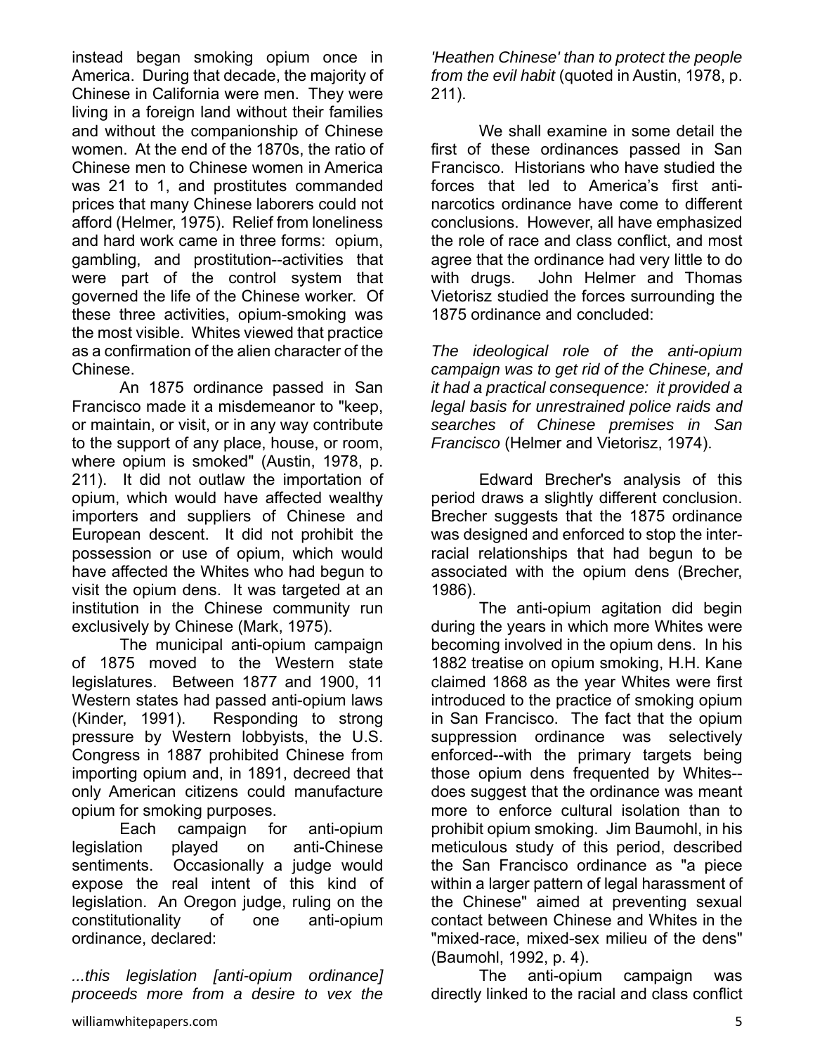instead began smoking opium once in America. During that decade, the majority of Chinese in California were men. They were living in a foreign land without their families and without the companionship of Chinese women. At the end of the 1870s, the ratio of Chinese men to Chinese women in America was 21 to 1, and prostitutes commanded prices that many Chinese laborers could not afford (Helmer, 1975). Relief from loneliness and hard work came in three forms: opium, gambling, and prostitution--activities that were part of the control system that governed the life of the Chinese worker. Of these three activities, opium-smoking was the most visible. Whites viewed that practice as a confirmation of the alien character of the Chinese.

An 1875 ordinance passed in San Francisco made it a misdemeanor to "keep, or maintain, or visit, or in any way contribute to the support of any place, house, or room, where opium is smoked" (Austin, 1978, p. 211). It did not outlaw the importation of opium, which would have affected wealthy importers and suppliers of Chinese and European descent. It did not prohibit the possession or use of opium, which would have affected the Whites who had begun to visit the opium dens. It was targeted at an institution in the Chinese community run exclusively by Chinese (Mark, 1975).

The municipal anti-opium campaign of 1875 moved to the Western state legislatures. Between 1877 and 1900, 11 Western states had passed anti-opium laws (Kinder, 1991). Responding to strong pressure by Western lobbyists, the U.S. Congress in 1887 prohibited Chinese from importing opium and, in 1891, decreed that only American citizens could manufacture opium for smoking purposes.

Each campaign for anti-opium legislation played on anti-Chinese sentiments. Occasionally a judge would expose the real intent of this kind of legislation. An Oregon judge, ruling on the constitutionality of one anti-opium ordinance, declared:

*...this legislation [anti-opium ordinance] proceeds more from a desire to vex the 'Heathen Chinese' than to protect the people from the evil habit* (quoted in Austin, 1978, p. 211).

We shall examine in some detail the first of these ordinances passed in San Francisco. Historians who have studied the forces that led to America's first anti-narcotics ordinance have come to different conclusions. However, all have emphasized the role of race and class conflict, and most agree that the ordinance had very little to do with drugs. John Helmer and Thomas Vietorisz studied the forces surrounding the 1875 ordinance and concluded:

*The ideological role of the anti-opium campaign was to get rid of the Chinese, and it had a practical consequence: it provided a legal basis for unrestrained police raids and searches of Chinese premises in San Francisco* (Helmer and Vietorisz, 1974).

Edward Brecher's analysis of this period draws a slightly different conclusion. Brecher suggests that the 1875 ordinance was designed and enforced to stop the inter-racial relationships that had begun to be associated with the opium dens (Brecher, 1986).

The anti-opium agitation did begin during the years in which more Whites were becoming involved in the opium dens. In his 1882 treatise on opium smoking, H.H. Kane claimed 1868 as the year Whites were first introduced to the practice of smoking opium in San Francisco. The fact that the opium suppression ordinance was selectively enforced--with the primary targets being those opium dens frequented by Whites--does suggest that the ordinance was meant more to enforce cultural isolation than to prohibit opium smoking. Jim Baumohl, in his meticulous study of this period, described the San Francisco ordinance as "a piece within a larger pattern of legal harassment of the Chinese" aimed at preventing sexual contact between Chinese and Whites in the "mixed-race, mixed-sex milieu of the dens" (Baumohl, 1992, p. 4).

The anti-opium campaign was directly linked to the racial and class conflict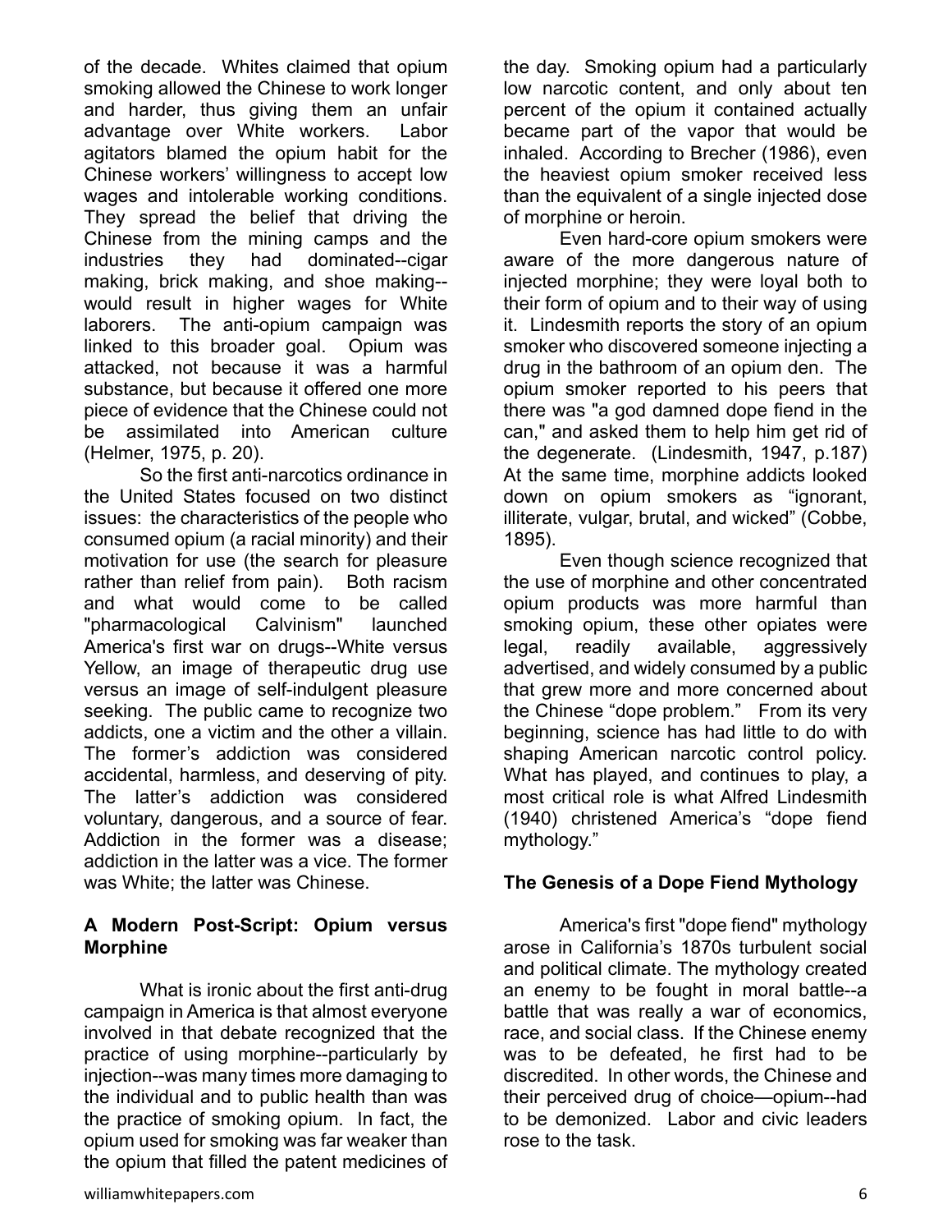of the decade. Whites claimed that opium smoking allowed the Chinese to work longer and harder, thus giving them an unfair advantage over White workers. Labor agitators blamed the opium habit for the Chinese workers' willingness to accept low wages and intolerable working conditions. They spread the belief that driving the Chinese from the mining camps and the industries they had dominated--cigar making, brick making, and shoe making--would result in higher wages for White laborers. The anti-opium campaign was linked to this broader goal. Opium was attacked, not because it was a harmful substance, but because it offered one more piece of evidence that the Chinese could not be assimilated into American culture (Helmer, 1975, p. 20).

So the first anti-narcotics ordinance in the United States focused on two distinct issues: the characteristics of the people who consumed opium (a racial minority) and their motivation for use (the search for pleasure rather than relief from pain). Both racism and what would come to be called "pharmacological Calvinism" launched America's first war on drugs--White versus Yellow, an image of therapeutic drug use versus an image of self-indulgent pleasure seeking. The public came to recognize two addicts, one a victim and the other a villain. The former's addiction was considered accidental, harmless, and deserving of pity. The latter's addiction was considered voluntary, dangerous, and a source of fear. Addiction in the former was a disease; addiction in the latter was a vice. The former was White; the latter was Chinese.

**A Modern Post-Script: Opium versus Morphine**

What is ironic about the first anti-drug campaign in America is that almost everyone involved in that debate recognized that the practice of using morphine--particularly by injection--was many times more damaging to the individual and to public health than was the practice of smoking opium. In fact, the opium used for smoking was far weaker than the opium that filled the patent medicines of the day. Smoking opium had a particularly low narcotic content, and only about ten percent of the opium it contained actually became part of the vapor that would be inhaled. According to Brecher (1986), even the heaviest opium smoker received less than the equivalent of a single injected dose of morphine or heroin.

Even hard-core opium smokers were aware of the more dangerous nature of injected morphine; they were loyal both to their form of opium and to their way of using it. Lindesmith reports the story of an opium smoker who discovered someone injecting a drug in the bathroom of an opium den. The opium smoker reported to his peers that there was "a god damned dope fiend in the can," and asked them to help him get rid of the degenerate. (Lindesmith, 1947, p.187) At the same time, morphine addicts looked down on opium smokers as "ignorant, illiterate, vulgar, brutal, and wicked" (Cobbe, 1895).

Even though science recognized that the use of morphine and other concentrated opium products was more harmful than smoking opium, these other opiates were legal, readily available, aggressively advertised, and widely consumed by a public that grew more and more concerned about the Chinese "dope problem." From its very beginning, science has had little to do with shaping American narcotic control policy. What has played, and continues to play, a most critical role is what Alfred Lindesmith (1940) christened America's "dope fiend mythology."

**The Genesis of a Dope Fiend Mythology**

America's first "dope fiend" mythology arose in California's 1870s turbulent social and political climate. The mythology created an enemy to be fought in moral battle--a battle that was really a war of economics, race, and social class. If the Chinese enemy was to be defeated, he first had to be discredited. In other words, the Chinese and their perceived drug of choice—opium--had to be demonized. Labor and civic leaders rose to the task.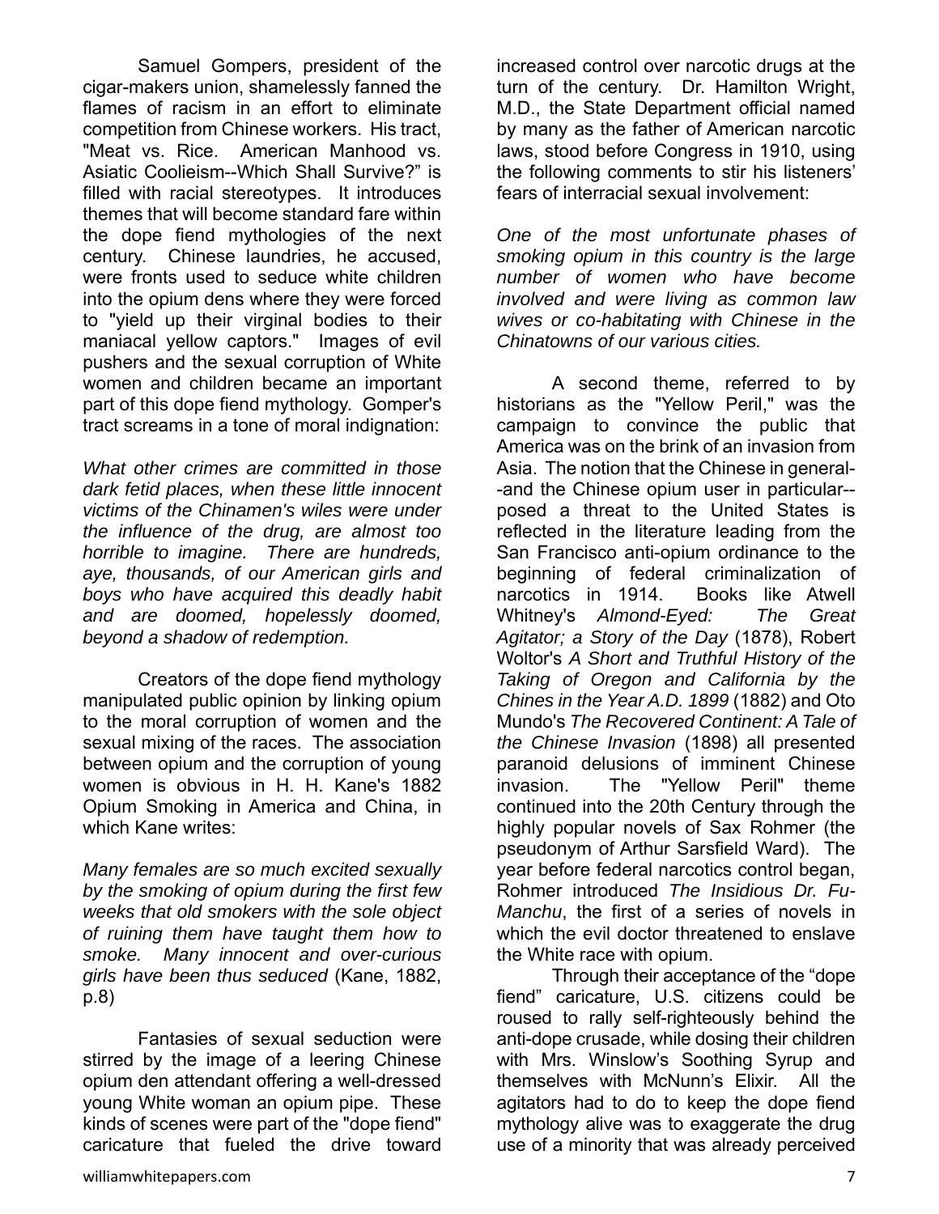Samuel Gompers, president of the cigar-makers union, shamelessly fanned the flames of racism in an effort to eliminate competition from Chinese workers. His tract, "Meat vs. Rice. American Manhood vs. Asiatic Coolieism--Which Shall Survive?" is filled with racial stereotypes. It introduces themes that will become standard fare within the dope fiend mythologies of the next century. Chinese laundries, he accused, were fronts used to seduce white children into the opium dens where they were forced to "yield up their virginal bodies to their maniacal yellow captors." Images of evil pushers and the sexual corruption of White women and children became an important part of this dope fiend mythology. Gomper's tract screams in a tone of moral indignation:

*What other crimes are committed in those dark fetid places, when these little innocent victims of the Chinamen's wiles were under the influence of the drug, are almost too horrible to imagine. There are hundreds, aye, thousands, of our American girls and boys who have acquired this deadly habit and are doomed, hopelessly doomed, beyond a shadow of redemption.*

Creators of the dope fiend mythology manipulated public opinion by linking opium to the moral corruption of women and the sexual mixing of the races. The association between opium and the corruption of young women is obvious in H. H. Kane's 1882 Opium Smoking in America and China, in which Kane writes:

*Many females are so much excited sexually by the smoking of opium during the first few weeks that old smokers with the sole object of ruining them have taught them how to smoke. Many innocent and over-curious girls have been thus seduced* (Kane, 1882, p.8)

Fantasies of sexual seduction were stirred by the image of a leering Chinese opium den attendant offering a well-dressed young White woman an opium pipe. These kinds of scenes were part of the "dope fiend" caricature that fueled the drive toward increased control over narcotic drugs at the turn of the century. Dr. Hamilton Wright, M.D., the State Department official named by many as the father of American narcotic laws, stood before Congress in 1910, using the following comments to stir his listeners' fears of interracial sexual involvement:

*One of the most unfortunate phases of smoking opium in this country is the large number of women who have become involved and were living as common law wives or co-habitating with Chinese in the Chinatowns of our various cities.*

A second theme, referred to by historians as the "Yellow Peril," was the campaign to convince the public that America was on the brink of an invasion from Asia. The notion that the Chinese in general--and the Chinese opium user in particular--posed a threat to the United States is reflected in the literature leading from the San Francisco anti-opium ordinance to the beginning of federal criminalization of narcotics in 1914. Books like Atwell Whitney's *Almond-Eyed: The Great Agitator; a Story of the Day* (1878), Robert Woltor's *A Short and Truthful History of the Taking of Oregon and California by the Chines in the Year A.D. 1899* (1882) and Oto Mundo's *The Recovered Continent: A Tale of the Chinese Invasion* (1898) all presented paranoid delusions of imminent Chinese invasion. The "Yellow Peril" theme continued into the 20th Century through the highly popular novels of Sax Rohmer (the pseudonym of Arthur Sarsfield Ward). The year before federal narcotics control began, Rohmer introduced *The Insidious Dr. Fu-Manchu*, the first of a series of novels in which the evil doctor threatened to enslave the White race with opium.

Through their acceptance of the "dope fiend" caricature, U.S. citizens could be roused to rally self-righteously behind the anti-dope crusade, while dosing their children with Mrs. Winslow's Soothing Syrup and themselves with McNunn's Elixir. All the agitators had to do to keep the dope fiend mythology alive was to exaggerate the drug use of a minority that was already perceived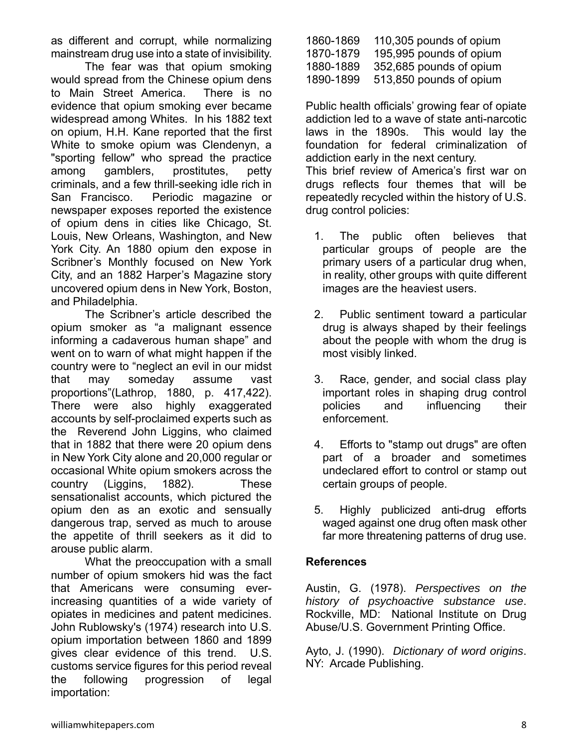as different and corrupt, while normalizing mainstream drug use into a state of invisibility.

The fear was that opium smoking would spread from the Chinese opium dens to Main Street America. There is no evidence that opium smoking ever became widespread among Whites. In his 1882 text on opium, H.H. Kane reported that the first White to smoke opium was Clendenyn, a "sporting fellow" who spread the practice among gamblers, prostitutes, petty criminals, and a few thrill-seeking idle rich in San Francisco. Periodic magazine or newspaper exposes reported the existence of opium dens in cities like Chicago, St. Louis, New Orleans, Washington, and New York City. An 1880 opium den expose in Scribner's Monthly focused on New York City, and an 1882 Harper's Magazine story uncovered opium dens in New York, Boston, and Philadelphia.

The Scribner's article described the opium smoker as "a malignant essence informing a cadaverous human shape" and went on to warn of what might happen if the country were to "neglect an evil in our midst that may someday assume vast proportions"(Lathrop, 1880, p. 417,422). There were also highly exaggerated accounts by self-proclaimed experts such as the Reverend John Liggins, who claimed that in 1882 that there were 20 opium dens in New York City alone and 20,000 regular or occasional White opium smokers across the country (Liggins, 1882). These sensationalist accounts, which pictured the opium den as an exotic and sensually dangerous trap, served as much to arouse the appetite of thrill seekers as it did to arouse public alarm.

What the preoccupation with a small number of opium smokers hid was the fact that Americans were consuming ever-increasing quantities of a wide variety of opiates in medicines and patent medicines. John Rublowsky's (1974) research into U.S. opium importation between 1860 and 1899 gives clear evidence of this trend. U.S. customs service figures for this period reveal the following progression of legal importation:

| | |
|---|---|
| 1860-1869 | 110,305 pounds of opium |
| 1870-1879 | 195,995 pounds of opium |
| 1880-1889 | 352,685 pounds of opium |
| 1890-1899 | 513,850 pounds of opium |

Public health officials' growing fear of opiate addiction led to a wave of state anti-narcotic laws in the 1890s. This would lay the foundation for federal criminalization of addiction early in the next century.

This brief review of America's first war on drugs reflects four themes that will be repeatedly recycled within the history of U.S. drug control policies:

1. The public often believes that particular groups of people are the primary users of a particular drug when, in reality, other groups with quite different images are the heaviest users.

2. Public sentiment toward a particular drug is always shaped by their feelings about the people with whom the drug is most visibly linked.

3. Race, gender, and social class play important roles in shaping drug control policies and influencing their enforcement.

4. Efforts to "stamp out drugs" are often part of a broader and sometimes undeclared effort to control or stamp out certain groups of people.

5. Highly publicized anti-drug efforts waged against one drug often mask other far more threatening patterns of drug use.

**References**

Austin, G. (1978). *Perspectives on the history of psychoactive substance use*. Rockville, MD: National Institute on Drug Abuse/U.S. Government Printing Office.

Ayto, J. (1990). *Dictionary of word origins*. NY: Arcade Publishing.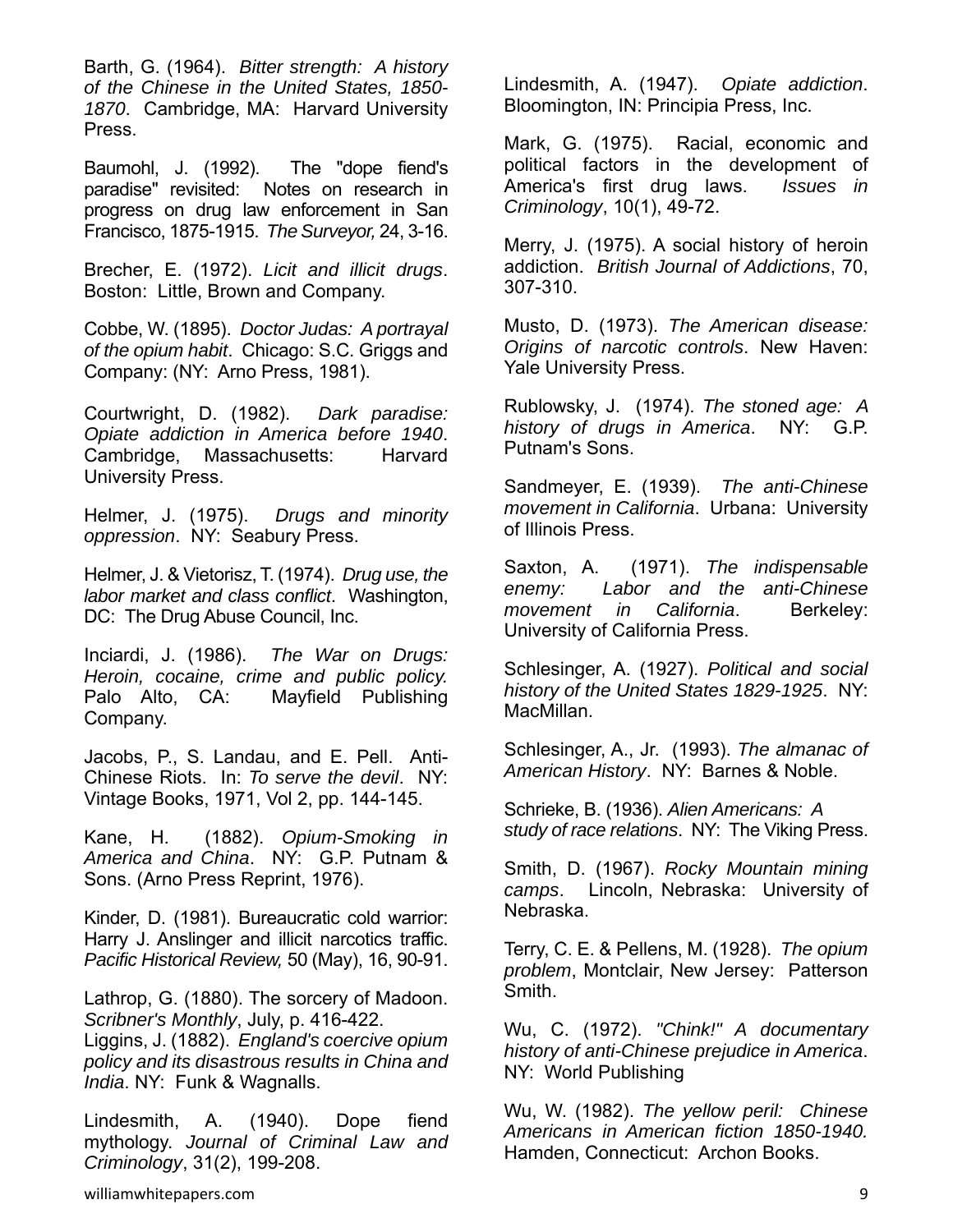Barth, G. (1964). *Bitter strength: A history of the Chinese in the United States, 1850-1870*. Cambridge, MA: Harvard University Press.

Baumohl, J. (1992). The "dope fiend's paradise" revisited: Notes on research in progress on drug law enforcement in San Francisco, 1875-1915. *The Surveyor,* 24, 3-16.

Brecher, E. (1972). *Licit and illicit drugs*. Boston: Little, Brown and Company.

Cobbe, W. (1895). *Doctor Judas: A portrayal of the opium habit*. Chicago: S.C. Griggs and Company: (NY: Arno Press, 1981).

Courtwright, D. (1982). *Dark paradise: Opiate addiction in America before 1940*. Cambridge, Massachusetts: Harvard University Press.

Helmer, J. (1975). *Drugs and minority oppression*. NY: Seabury Press.

Helmer, J. & Vietorisz, T. (1974). *Drug use, the labor market and class conflict*. Washington, DC: The Drug Abuse Council, Inc.

Inciardi, J. (1986). *The War on Drugs: Heroin, cocaine, crime and public policy.* Palo Alto, CA: Mayfield Publishing Company.

Jacobs, P., S. Landau, and E. Pell. Anti-Chinese Riots. In: *To serve the devil*. NY: Vintage Books, 1971, Vol 2, pp. 144-145.

Kane, H. (1882). *Opium-Smoking in America and China*. NY: G.P. Putnam & Sons. (Arno Press Reprint, 1976).

Kinder, D. (1981). Bureaucratic cold warrior: Harry J. Anslinger and illicit narcotics traffic. *Pacific Historical Review,* 50 (May), 16, 90-91.

Lathrop, G. (1880). The sorcery of Madoon. *Scribner's Monthly*, July, p. 416-422.

Liggins, J. (1882). *England's coercive opium policy and its disastrous results in China and India*. NY: Funk & Wagnalls.

Lindesmith, A. (1940). Dope fiend mythology. *Journal of Criminal Law and Criminology*, 31(2), 199-208.

Lindesmith, A. (1947). *Opiate addiction*. Bloomington, IN: Principia Press, Inc.

Mark, G. (1975). Racial, economic and political factors in the development of America's first drug laws. *Issues in Criminology*, 10(1), 49-72.

Merry, J. (1975). A social history of heroin addiction. *British Journal of Addictions*, 70, 307-310.

Musto, D. (1973). *The American disease: Origins of narcotic controls*. New Haven: Yale University Press.

Rublowsky, J. (1974). *The stoned age: A history of drugs in America*. NY: G.P. Putnam's Sons.

Sandmeyer, E. (1939). *The anti-Chinese movement in California*. Urbana: University of Illinois Press.

Saxton, A. (1971). *The indispensable enemy: Labor and the anti-Chinese movement in California*. Berkeley: University of California Press.

Schlesinger, A. (1927). *Political and social history of the United States 1829-1925*. NY: MacMillan.

Schlesinger, A., Jr. (1993). *The almanac of American History*. NY: Barnes & Noble.

Schrieke, B. (1936). *Alien Americans: A study of race relations*. NY: The Viking Press.

Smith, D. (1967). *Rocky Mountain mining camps*. Lincoln, Nebraska: University of Nebraska.

Terry, C. E. & Pellens, M. (1928). *The opium problem*, Montclair, New Jersey: Patterson Smith.

Wu, C. (1972). *"Chink!" A documentary history of anti-Chinese prejudice in America*. NY: World Publishing

Wu, W. (1982). *The yellow peril: Chinese Americans in American fiction 1850-1940.* Hamden, Connecticut: Archon Books.